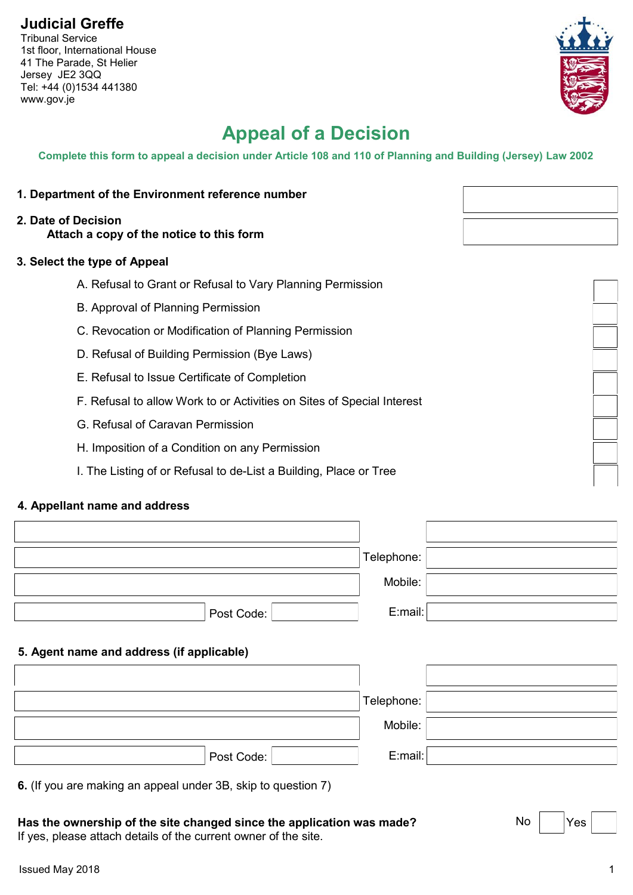**Judicial Greffe**
Tribunal Service
1st floor, International House
41 The Parade, St Helier
Jersey JE2 3QQ
Tel: +44 (0)1534 441380
www.gov.je

# Appeal of a Decision

**Complete this form to appeal a decision under Article 108 and 110 of Planning and Building (Jersey) Law 2002**

**1. Department of the Environment reference number**

**2. Date of Decision**
**Attach a copy of the notice to this form**

**3. Select the type of Appeal**

A. Refusal to Grant or Refusal to Vary Planning Permission

B. Approval of Planning Permission

C. Revocation or Modification of Planning Permission

D. Refusal of Building Permission (Bye Laws)

E. Refusal to Issue Certificate of Completion

F. Refusal to allow Work to or Activities on Sites of Special Interest

G. Refusal of Caravan Permission

H. Imposition of a Condition on any Permission

I. The Listing of or Refusal to de-List a Building, Place or Tree

**4. Appellant name and address**

Post Code:

Telephone:

Mobile:

E:mail:

**5. Agent name and address (if applicable)**

Post Code:

Telephone:

Mobile:

E:mail:

**6.** (If you are making an appeal under 3B, skip to question 7)

**Has the ownership of the site changed since the application was made?** No Yes
If yes, please attach details of the current owner of the site.

Issued May 2018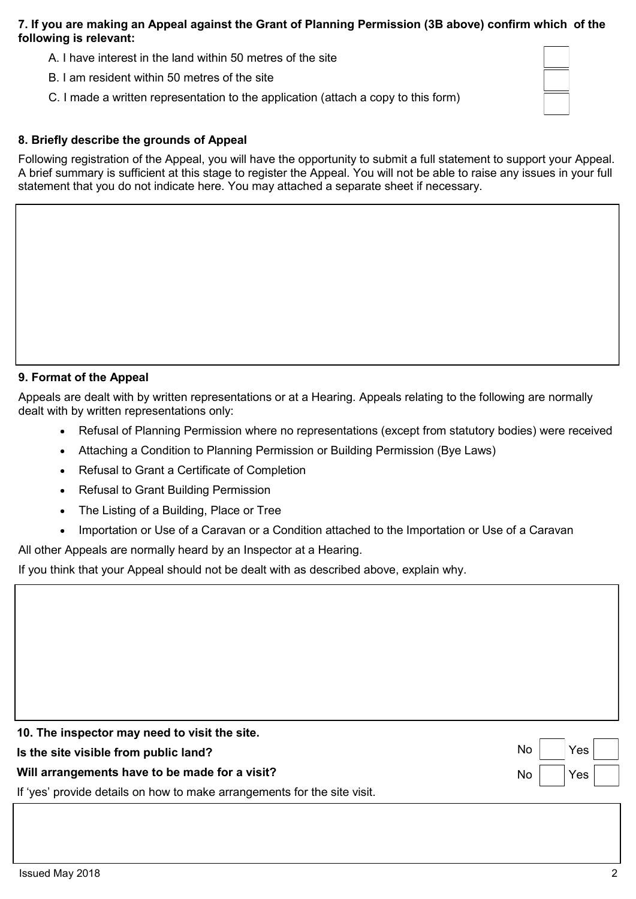**7. If you are making an Appeal against the Grant of Planning Permission (3B above) confirm which of the following is relevant:**

A. I have interest in the land within 50 metres of the site ☐

B. I am resident within 50 metres of the site ☐

C. I made a written representation to the application (attach a copy to this form) ☐

**8. Briefly describe the grounds of Appeal**

Following registration of the Appeal, you will have the opportunity to submit a full statement to support your Appeal. A brief summary is sufficient at this stage to register the Appeal. You will not be able to raise any issues in your full statement that you do not indicate here. You may attached a separate sheet if necessary.

**9. Format of the Appeal**

Appeals are dealt with by written representations or at a Hearing. Appeals relating to the following are normally dealt with by written representations only:

- Refusal of Planning Permission where no representations (except from statutory bodies) were received
- Attaching a Condition to Planning Permission or Building Permission (Bye Laws)
- Refusal to Grant a Certificate of Completion
- Refusal to Grant Building Permission
- The Listing of a Building, Place or Tree
- Importation or Use of a Caravan or a Condition attached to the Importation or Use of a Caravan

All other Appeals are normally heard by an Inspector at a Hearing.

If you think that your Appeal should not be dealt with as described above, explain why.

**10. The inspector may need to visit the site.**

**Is the site visible from public land?** No ☐ Yes ☐

**Will arrangements have to be made for a visit?** No ☐ Yes ☐

If 'yes' provide details on how to make arrangements for the site visit.

Issued May 2018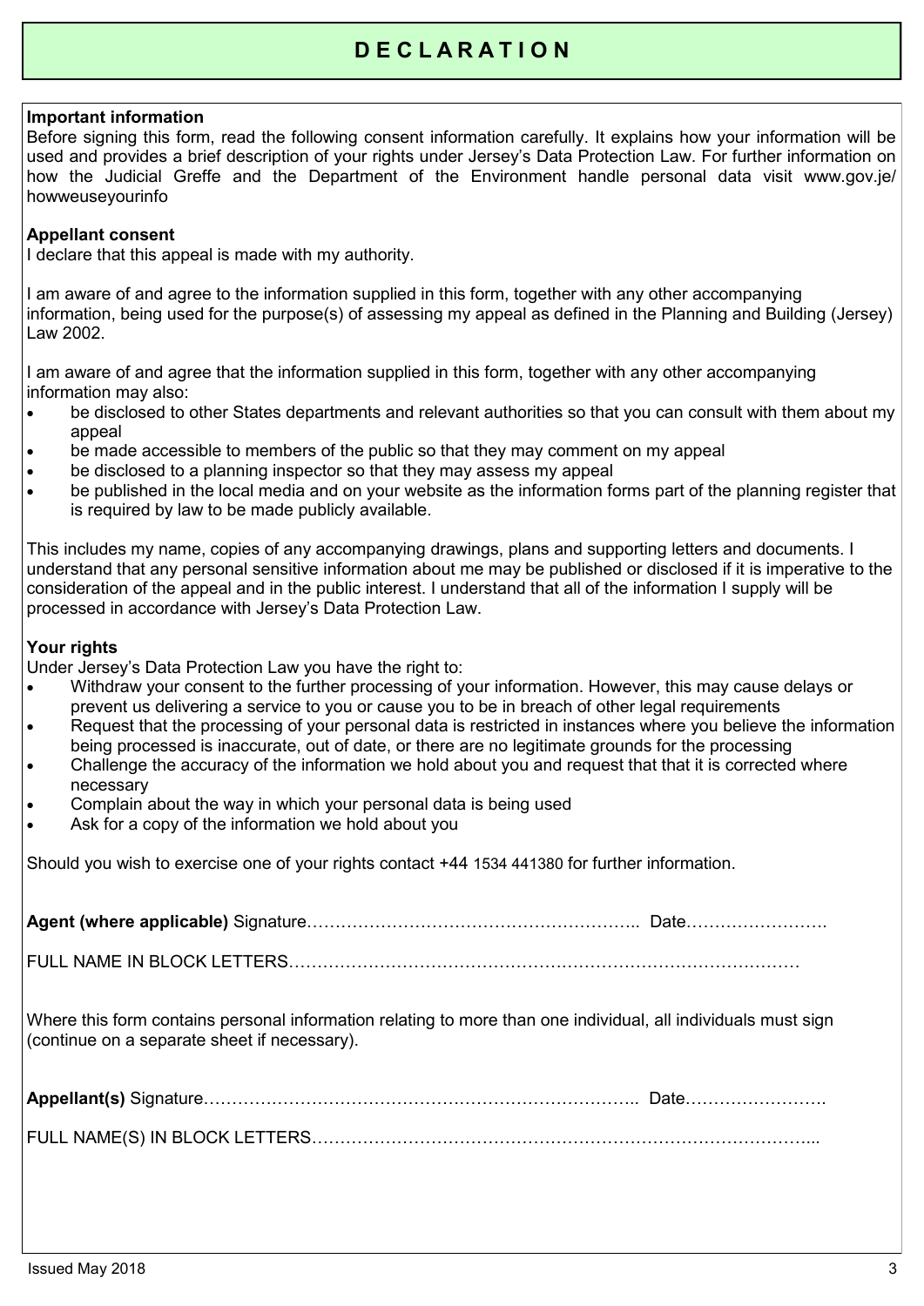# DECLARATION

**Important information**

Before signing this form, read the following consent information carefully. It explains how your information will be used and provides a brief description of your rights under Jersey's Data Protection Law. For further information on how the Judicial Greffe and the Department of the Environment handle personal data visit www.gov.je/howweuseyourinfo

**Appellant consent**

I declare that this appeal is made with my authority.

I am aware of and agree to the information supplied in this form, together with any other accompanying information, being used for the purpose(s) of assessing my appeal as defined in the Planning and Building (Jersey) Law 2002.

I am aware of and agree that the information supplied in this form, together with any other accompanying information may also:

- be disclosed to other States departments and relevant authorities so that you can consult with them about my appeal
- be made accessible to members of the public so that they may comment on my appeal
- be disclosed to a planning inspector so that they may assess my appeal
- be published in the local media and on your website as the information forms part of the planning register that is required by law to be made publicly available.

This includes my name, copies of any accompanying drawings, plans and supporting letters and documents. I understand that any personal sensitive information about me may be published or disclosed if it is imperative to the consideration of the appeal and in the public interest. I understand that all of the information I supply will be processed in accordance with Jersey's Data Protection Law.

**Your rights**

Under Jersey's Data Protection Law you have the right to:

- Withdraw your consent to the further processing of your information. However, this may cause delays or prevent us delivering a service to you or cause you to be in breach of other legal requirements
- Request that the processing of your personal data is restricted in instances where you believe the information being processed is inaccurate, out of date, or there are no legitimate grounds for the processing
- Challenge the accuracy of the information we hold about you and request that that it is corrected where necessary
- Complain about the way in which your personal data is being used
- Ask for a copy of the information we hold about you

Should you wish to exercise one of your rights contact +44 1534 441380 for further information.

**Agent (where applicable)** Signature………………………………………………….. Date…………………….

FULL NAME IN BLOCK LETTERS……………………………………………………………………………

Where this form contains personal information relating to more than one individual, all individuals must sign (continue on a separate sheet if necessary).

**Appellant(s)** Signature………………………………………………………………….. Date…………………….

FULL NAME(S) IN BLOCK LETTERS…………………………………………………………………………...

Issued May 2018